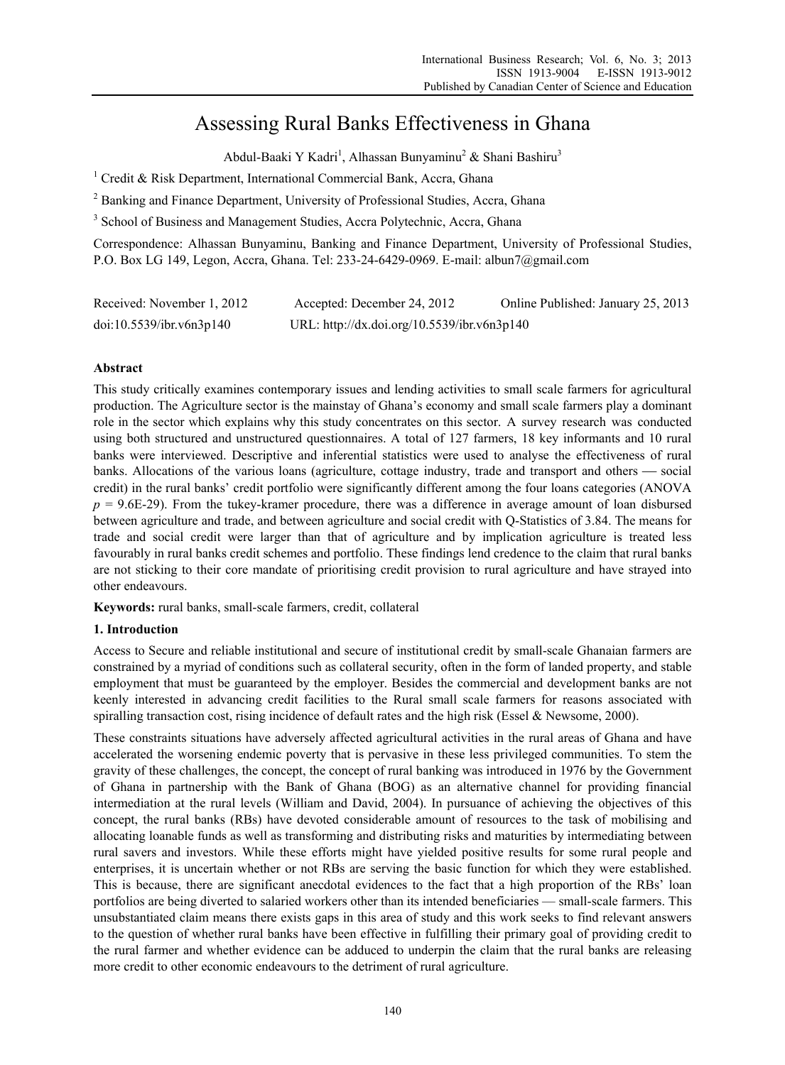# Assessing Rural Banks Effectiveness in Ghana

Abdul-Baaki Y Kadri[1], Alhassan Bunyaminu[2] & Shani Bashiru[3]

[1] Credit & Risk Department, International Commercial Bank, Accra, Ghana

[2] Banking and Finance Department, University of Professional Studies, Accra, Ghana

[3] School of Business and Management Studies, Accra Polytechnic, Accra, Ghana

Correspondence: Alhassan Bunyaminu, Banking and Finance Department, University of Professional Studies, P.O. Box LG 149, Legon, Accra, Ghana. Tel: 233-24-6429-0969. E-mail: albun7@gmail.com

Received: November 1, 2012 Accepted: December 24, 2012 Online Published: January 25, 2013

doi:10.5539/ibr.v6n3p140 URL: http://dx.doi.org/10.5539/ibr.v6n3p140

## Abstract

This study critically examines contemporary issues and lending activities to small scale farmers for agricultural production. The Agriculture sector is the mainstay of Ghana's economy and small scale farmers play a dominant role in the sector which explains why this study concentrates on this sector. A survey research was conducted using both structured and unstructured questionnaires. A total of 127 farmers, 18 key informants and 10 rural banks were interviewed. Descriptive and inferential statistics were used to analyse the effectiveness of rural banks. Allocations of the various loans (agriculture, cottage industry, trade and transport and others — social credit) in the rural banks' credit portfolio were significantly different among the four loans categories (ANOVA $p$ = 9.6E-29). From the tukey-kramer procedure, there was a difference in average amount of loan disbursed between agriculture and trade, and between agriculture and social credit with Q-Statistics of 3.84. The means for trade and social credit were larger than that of agriculture and by implication agriculture is treated less favourably in rural banks credit schemes and portfolio. These findings lend credence to the claim that rural banks are not sticking to their core mandate of prioritising credit provision to rural agriculture and have strayed into other endeavours.

**Keywords:** rural banks, small-scale farmers, credit, collateral

## 1. Introduction

Access to Secure and reliable institutional and secure of institutional credit by small-scale Ghanaian farmers are constrained by a myriad of conditions such as collateral security, often in the form of landed property, and stable employment that must be guaranteed by the employer. Besides the commercial and development banks are not keenly interested in advancing credit facilities to the Rural small scale farmers for reasons associated with spiralling transaction cost, rising incidence of default rates and the high risk (Essel & Newsome, 2000).

These constraints situations have adversely affected agricultural activities in the rural areas of Ghana and have accelerated the worsening endemic poverty that is pervasive in these less privileged communities. To stem the gravity of these challenges, the concept, the concept of rural banking was introduced in 1976 by the Government of Ghana in partnership with the Bank of Ghana (BOG) as an alternative channel for providing financial intermediation at the rural levels (William and David, 2004). In pursuance of achieving the objectives of this concept, the rural banks (RBs) have devoted considerable amount of resources to the task of mobilising and allocating loanable funds as well as transforming and distributing risks and maturities by intermediating between rural savers and investors. While these efforts might have yielded positive results for some rural people and enterprises, it is uncertain whether or not RBs are serving the basic function for which they were established. This is because, there are significant anecdotal evidences to the fact that a high proportion of the RBs' loan portfolios are being diverted to salaried workers other than its intended beneficiaries — small-scale farmers. This unsubstantiated claim means there exists gaps in this area of study and this work seeks to find relevant answers to the question of whether rural banks have been effective in fulfilling their primary goal of providing credit to the rural farmer and whether evidence can be adduced to underpin the claim that the rural banks are releasing more credit to other economic endeavours to the detriment of rural agriculture.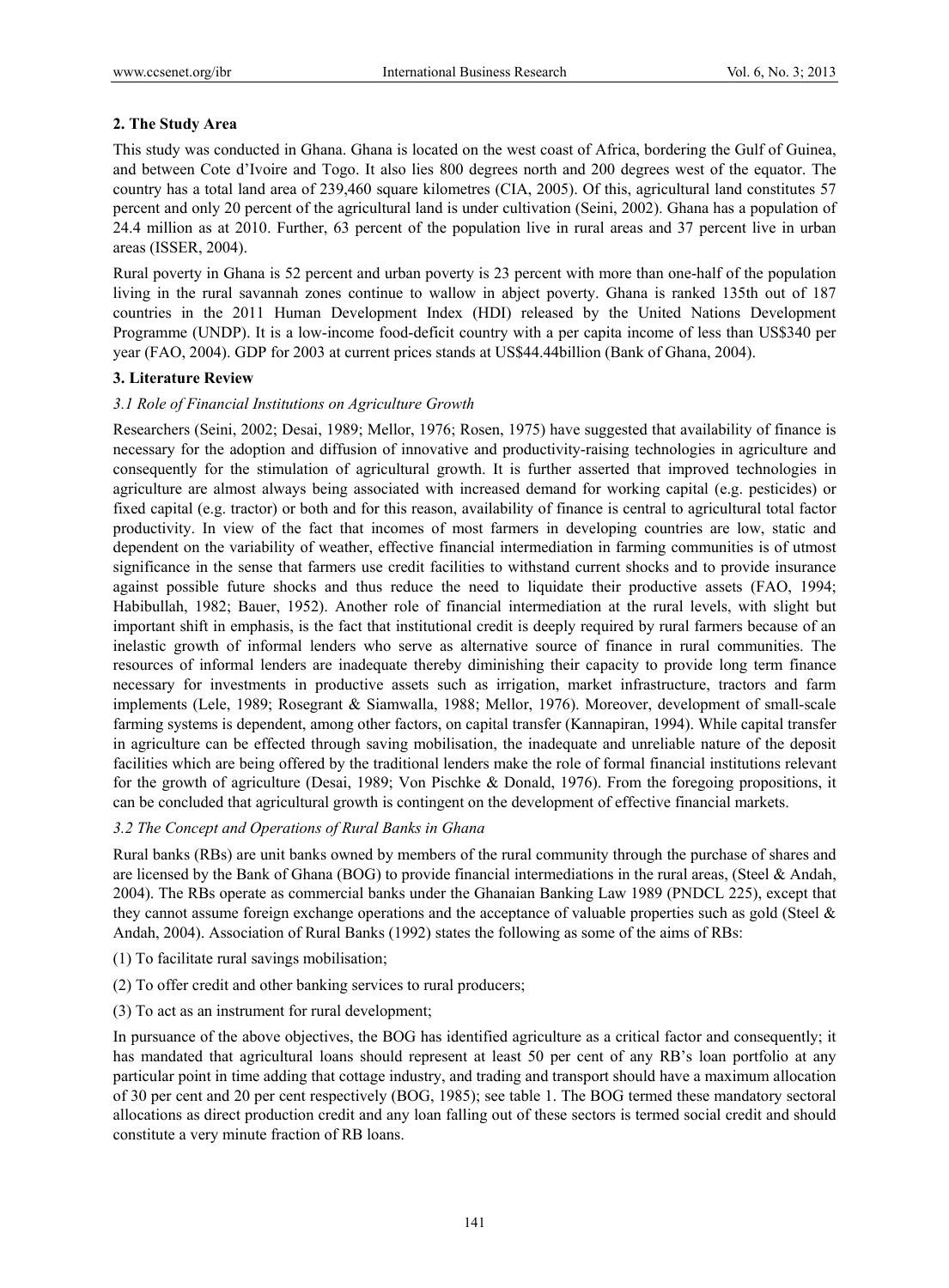## 2. The Study Area

This study was conducted in Ghana. Ghana is located on the west coast of Africa, bordering the Gulf of Guinea, and between Cote d'Ivoire and Togo. It also lies 800 degrees north and 200 degrees west of the equator. The country has a total land area of 239,460 square kilometres (CIA, 2005). Of this, agricultural land constitutes 57 percent and only 20 percent of the agricultural land is under cultivation (Seini, 2002). Ghana has a population of 24.4 million as at 2010. Further, 63 percent of the population live in rural areas and 37 percent live in urban areas (ISSER, 2004).

Rural poverty in Ghana is 52 percent and urban poverty is 23 percent with more than one-half of the population living in the rural savannah zones continue to wallow in abject poverty. Ghana is ranked 135th out of 187 countries in the 2011 Human Development Index (HDI) released by the United Nations Development Programme (UNDP). It is a low-income food-deficit country with a per capita income of less than US$340 per year (FAO, 2004). GDP for 2003 at current prices stands at US$44.44billion (Bank of Ghana, 2004).

## 3. Literature Review

### *3.1 Role of Financial Institutions on Agriculture Growth*

Researchers (Seini, 2002; Desai, 1989; Mellor, 1976; Rosen, 1975) have suggested that availability of finance is necessary for the adoption and diffusion of innovative and productivity-raising technologies in agriculture and consequently for the stimulation of agricultural growth. It is further asserted that improved technologies in agriculture are almost always being associated with increased demand for working capital (e.g. pesticides) or fixed capital (e.g. tractor) or both and for this reason, availability of finance is central to agricultural total factor productivity. In view of the fact that incomes of most farmers in developing countries are low, static and dependent on the variability of weather, effective financial intermediation in farming communities is of utmost significance in the sense that farmers use credit facilities to withstand current shocks and to provide insurance against possible future shocks and thus reduce the need to liquidate their productive assets (FAO, 1994; Habibullah, 1982; Bauer, 1952). Another role of financial intermediation at the rural levels, with slight but important shift in emphasis, is the fact that institutional credit is deeply required by rural farmers because of an inelastic growth of informal lenders who serve as alternative source of finance in rural communities. The resources of informal lenders are inadequate thereby diminishing their capacity to provide long term finance necessary for investments in productive assets such as irrigation, market infrastructure, tractors and farm implements (Lele, 1989; Rosegrant & Siamwalla, 1988; Mellor, 1976). Moreover, development of small-scale farming systems is dependent, among other factors, on capital transfer (Kannapiran, 1994). While capital transfer in agriculture can be effected through saving mobilisation, the inadequate and unreliable nature of the deposit facilities which are being offered by the traditional lenders make the role of formal financial institutions relevant for the growth of agriculture (Desai, 1989; Von Pischke & Donald, 1976). From the foregoing propositions, it can be concluded that agricultural growth is contingent on the development of effective financial markets.

### *3.2 The Concept and Operations of Rural Banks in Ghana*

Rural banks (RBs) are unit banks owned by members of the rural community through the purchase of shares and are licensed by the Bank of Ghana (BOG) to provide financial intermediations in the rural areas, (Steel & Andah, 2004). The RBs operate as commercial banks under the Ghanaian Banking Law 1989 (PNDCL 225), except that they cannot assume foreign exchange operations and the acceptance of valuable properties such as gold (Steel & Andah, 2004). Association of Rural Banks (1992) states the following as some of the aims of RBs:

(1) To facilitate rural savings mobilisation;

(2) To offer credit and other banking services to rural producers;

(3) To act as an instrument for rural development;

In pursuance of the above objectives, the BOG has identified agriculture as a critical factor and consequently; it has mandated that agricultural loans should represent at least 50 per cent of any RB's loan portfolio at any particular point in time adding that cottage industry, and trading and transport should have a maximum allocation of 30 per cent and 20 per cent respectively (BOG, 1985); see table 1. The BOG termed these mandatory sectoral allocations as direct production credit and any loan falling out of these sectors is termed social credit and should constitute a very minute fraction of RB loans.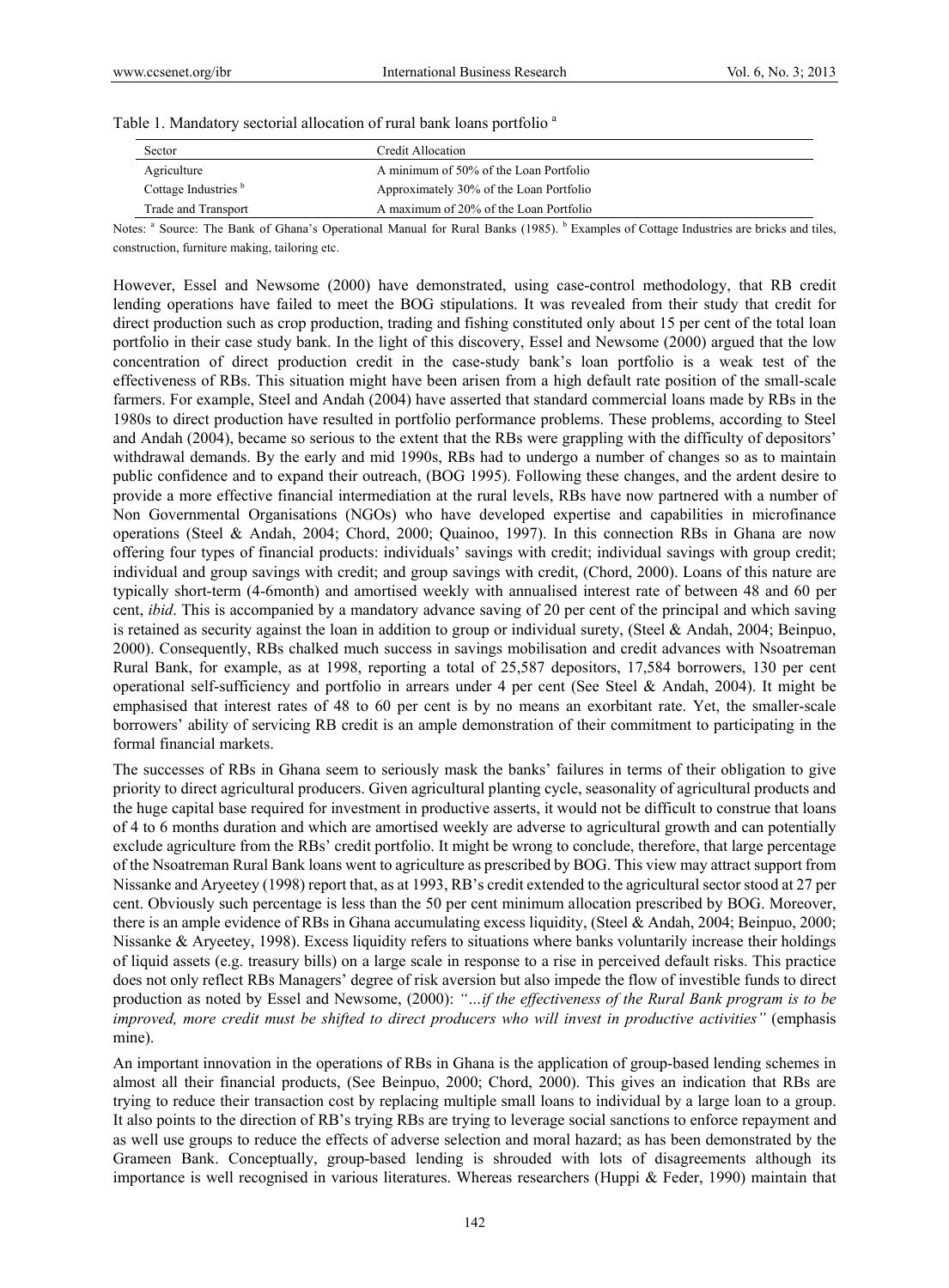Table 1. Mandatory sectorial allocation of rural bank loans portfolio [a]

| Sector | Credit Allocation |
|---|---|
| Agriculture | A minimum of 50% of the Loan Portfolio |
| Cottage Industries [b] | Approximately 30% of the Loan Portfolio |
| Trade and Transport | A maximum of 20% of the Loan Portfolio |

Notes: [a] Source: The Bank of Ghana's Operational Manual for Rural Banks (1985). [b] Examples of Cottage Industries are bricks and tiles, construction, furniture making, tailoring etc.

However, Essel and Newsome (2000) have demonstrated, using case-control methodology, that RB credit lending operations have failed to meet the BOG stipulations. It was revealed from their study that credit for direct production such as crop production, trading and fishing constituted only about 15 per cent of the total loan portfolio in their case study bank. In the light of this discovery, Essel and Newsome (2000) argued that the low concentration of direct production credit in the case-study bank's loan portfolio is a weak test of the effectiveness of RBs. This situation might have been arisen from a high default rate position of the small-scale farmers. For example, Steel and Andah (2004) have asserted that standard commercial loans made by RBs in the 1980s to direct production have resulted in portfolio performance problems. These problems, according to Steel and Andah (2004), became so serious to the extent that the RBs were grappling with the difficulty of depositors' withdrawal demands. By the early and mid 1990s, RBs had to undergo a number of changes so as to maintain public confidence and to expand their outreach, (BOG 1995). Following these changes, and the ardent desire to provide a more effective financial intermediation at the rural levels, RBs have now partnered with a number of Non Governmental Organisations (NGOs) who have developed expertise and capabilities in microfinance operations (Steel & Andah, 2004; Chord, 2000; Quainoo, 1997). In this connection RBs in Ghana are now offering four types of financial products: individuals' savings with credit; individual savings with group credit; individual and group savings with credit; and group savings with credit, (Chord, 2000). Loans of this nature are typically short-term (4-6month) and amortised weekly with annualised interest rate of between 48 and 60 per cent, *ibid*. This is accompanied by a mandatory advance saving of 20 per cent of the principal and which saving is retained as security against the loan in addition to group or individual surety, (Steel & Andah, 2004; Beinpuo, 2000). Consequently, RBs chalked much success in savings mobilisation and credit advances with Nsoatreman Rural Bank, for example, as at 1998, reporting a total of 25,587 depositors, 17,584 borrowers, 130 per cent operational self-sufficiency and portfolio in arrears under 4 per cent (See Steel & Andah, 2004). It might be emphasised that interest rates of 48 to 60 per cent is by no means an exorbitant rate. Yet, the smaller-scale borrowers' ability of servicing RB credit is an ample demonstration of their commitment to participating in the formal financial markets.

The successes of RBs in Ghana seem to seriously mask the banks' failures in terms of their obligation to give priority to direct agricultural producers. Given agricultural planting cycle, seasonality of agricultural products and the huge capital base required for investment in productive asserts, it would not be difficult to construe that loans of 4 to 6 months duration and which are amortised weekly are adverse to agricultural growth and can potentially exclude agriculture from the RBs' credit portfolio. It might be wrong to conclude, therefore, that large percentage of the Nsoatreman Rural Bank loans went to agriculture as prescribed by BOG. This view may attract support from Nissanke and Aryeetey (1998) report that, as at 1993, RB's credit extended to the agricultural sector stood at 27 per cent. Obviously such percentage is less than the 50 per cent minimum allocation prescribed by BOG. Moreover, there is an ample evidence of RBs in Ghana accumulating excess liquidity, (Steel & Andah, 2004; Beinpuo, 2000; Nissanke & Aryeetey, 1998). Excess liquidity refers to situations where banks voluntarily increase their holdings of liquid assets (e.g. treasury bills) on a large scale in response to a rise in perceived default risks. This practice does not only reflect RBs Managers' degree of risk aversion but also impede the flow of investible funds to direct production as noted by Essel and Newsome, (2000): *"…if the effectiveness of the Rural Bank program is to be improved, more credit must be shifted to direct producers who will invest in productive activities"* (emphasis mine).

An important innovation in the operations of RBs in Ghana is the application of group-based lending schemes in almost all their financial products, (See Beinpuo, 2000; Chord, 2000). This gives an indication that RBs are trying to reduce their transaction cost by replacing multiple small loans to individual by a large loan to a group. It also points to the direction of RB's trying RBs are trying to leverage social sanctions to enforce repayment and as well use groups to reduce the effects of adverse selection and moral hazard; as has been demonstrated by the Grameen Bank. Conceptually, group-based lending is shrouded with lots of disagreements although its importance is well recognised in various literatures. Whereas researchers (Huppi & Feder, 1990) maintain that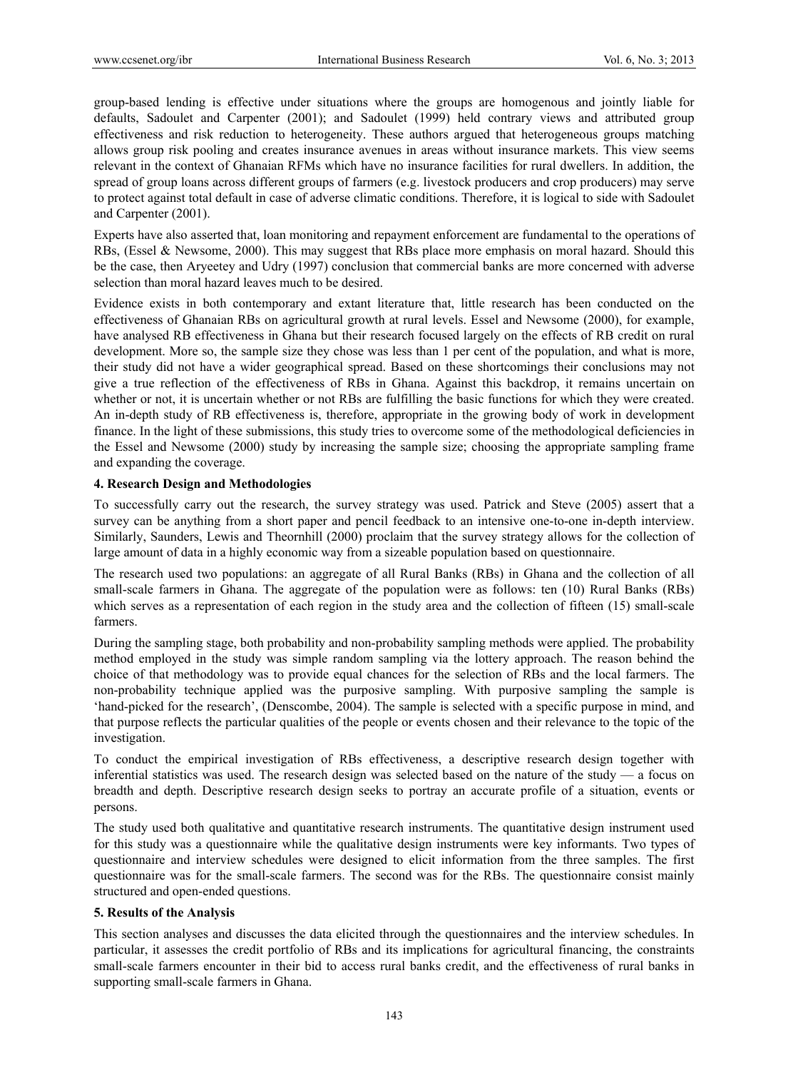group-based lending is effective under situations where the groups are homogenous and jointly liable for defaults, Sadoulet and Carpenter (2001); and Sadoulet (1999) held contrary views and attributed group effectiveness and risk reduction to heterogeneity. These authors argued that heterogeneous groups matching allows group risk pooling and creates insurance avenues in areas without insurance markets. This view seems relevant in the context of Ghanaian RFMs which have no insurance facilities for rural dwellers. In addition, the spread of group loans across different groups of farmers (e.g. livestock producers and crop producers) may serve to protect against total default in case of adverse climatic conditions. Therefore, it is logical to side with Sadoulet and Carpenter (2001).

Experts have also asserted that, loan monitoring and repayment enforcement are fundamental to the operations of RBs, (Essel & Newsome, 2000). This may suggest that RBs place more emphasis on moral hazard. Should this be the case, then Aryeetey and Udry (1997) conclusion that commercial banks are more concerned with adverse selection than moral hazard leaves much to be desired.

Evidence exists in both contemporary and extant literature that, little research has been conducted on the effectiveness of Ghanaian RBs on agricultural growth at rural levels. Essel and Newsome (2000), for example, have analysed RB effectiveness in Ghana but their research focused largely on the effects of RB credit on rural development. More so, the sample size they chose was less than 1 per cent of the population, and what is more, their study did not have a wider geographical spread. Based on these shortcomings their conclusions may not give a true reflection of the effectiveness of RBs in Ghana. Against this backdrop, it remains uncertain on whether or not, it is uncertain whether or not RBs are fulfilling the basic functions for which they were created. An in-depth study of RB effectiveness is, therefore, appropriate in the growing body of work in development finance. In the light of these submissions, this study tries to overcome some of the methodological deficiencies in the Essel and Newsome (2000) study by increasing the sample size; choosing the appropriate sampling frame and expanding the coverage.

## 4. Research Design and Methodologies

To successfully carry out the research, the survey strategy was used. Patrick and Steve (2005) assert that a survey can be anything from a short paper and pencil feedback to an intensive one-to-one in-depth interview. Similarly, Saunders, Lewis and Theornhill (2000) proclaim that the survey strategy allows for the collection of large amount of data in a highly economic way from a sizeable population based on questionnaire.

The research used two populations: an aggregate of all Rural Banks (RBs) in Ghana and the collection of all small-scale farmers in Ghana. The aggregate of the population were as follows: ten (10) Rural Banks (RBs) which serves as a representation of each region in the study area and the collection of fifteen (15) small-scale farmers.

During the sampling stage, both probability and non-probability sampling methods were applied. The probability method employed in the study was simple random sampling via the lottery approach. The reason behind the choice of that methodology was to provide equal chances for the selection of RBs and the local farmers. The non-probability technique applied was the purposive sampling. With purposive sampling the sample is 'hand-picked for the research', (Denscombe, 2004). The sample is selected with a specific purpose in mind, and that purpose reflects the particular qualities of the people or events chosen and their relevance to the topic of the investigation.

To conduct the empirical investigation of RBs effectiveness, a descriptive research design together with inferential statistics was used. The research design was selected based on the nature of the study — a focus on breadth and depth. Descriptive research design seeks to portray an accurate profile of a situation, events or persons.

The study used both qualitative and quantitative research instruments. The quantitative design instrument used for this study was a questionnaire while the qualitative design instruments were key informants. Two types of questionnaire and interview schedules were designed to elicit information from the three samples. The first questionnaire was for the small-scale farmers. The second was for the RBs. The questionnaire consist mainly structured and open-ended questions.

## 5. Results of the Analysis

This section analyses and discusses the data elicited through the questionnaires and the interview schedules. In particular, it assesses the credit portfolio of RBs and its implications for agricultural financing, the constraints small-scale farmers encounter in their bid to access rural banks credit, and the effectiveness of rural banks in supporting small-scale farmers in Ghana.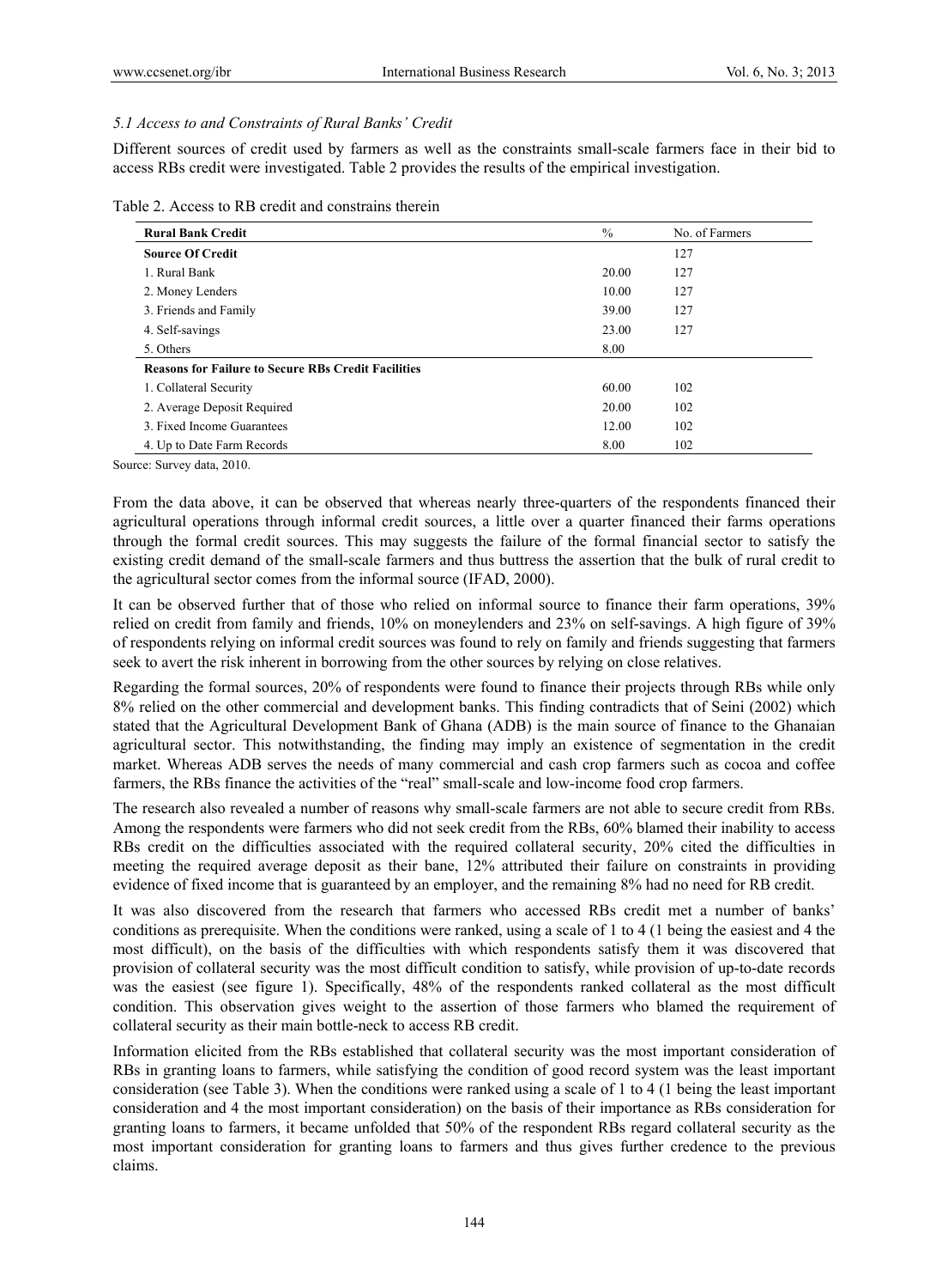### *5.1 Access to and Constraints of Rural Banks' Credit*

Different sources of credit used by farmers as well as the constraints small-scale farmers face in their bid to access RBs credit were investigated. Table 2 provides the results of the empirical investigation.

Table 2. Access to RB credit and constrains therein

| **Rural Bank Credit** | % | No. of Farmers |
|---|---|---|
| **Source Of Credit** | | 127 |
| 1. Rural Bank | 20.00 | 127 |
| 2. Money Lenders | 10.00 | 127 |
| 3. Friends and Family | 39.00 | 127 |
| 4. Self-savings | 23.00 | 127 |
| 5. Others | 8.00 | |
| **Reasons for Failure to Secure RBs Credit Facilities** | | |
| 1. Collateral Security | 60.00 | 102 |
| 2. Average Deposit Required | 20.00 | 102 |
| 3. Fixed Income Guarantees | 12.00 | 102 |
| 4. Up to Date Farm Records | 8.00 | 102 |

Source: Survey data, 2010.

From the data above, it can be observed that whereas nearly three-quarters of the respondents financed their agricultural operations through informal credit sources, a little over a quarter financed their farms operations through the formal credit sources. This may suggests the failure of the formal financial sector to satisfy the existing credit demand of the small-scale farmers and thus buttress the assertion that the bulk of rural credit to the agricultural sector comes from the informal source (IFAD, 2000).

It can be observed further that of those who relied on informal source to finance their farm operations, 39% relied on credit from family and friends, 10% on moneylenders and 23% on self-savings. A high figure of 39% of respondents relying on informal credit sources was found to rely on family and friends suggesting that farmers seek to avert the risk inherent in borrowing from the other sources by relying on close relatives.

Regarding the formal sources, 20% of respondents were found to finance their projects through RBs while only 8% relied on the other commercial and development banks. This finding contradicts that of Seini (2002) which stated that the Agricultural Development Bank of Ghana (ADB) is the main source of finance to the Ghanaian agricultural sector. This notwithstanding, the finding may imply an existence of segmentation in the credit market. Whereas ADB serves the needs of many commercial and cash crop farmers such as cocoa and coffee farmers, the RBs finance the activities of the "real" small-scale and low-income food crop farmers.

The research also revealed a number of reasons why small-scale farmers are not able to secure credit from RBs. Among the respondents were farmers who did not seek credit from the RBs, 60% blamed their inability to access RBs credit on the difficulties associated with the required collateral security, 20% cited the difficulties in meeting the required average deposit as their bane, 12% attributed their failure on constraints in providing evidence of fixed income that is guaranteed by an employer, and the remaining 8% had no need for RB credit.

It was also discovered from the research that farmers who accessed RBs credit met a number of banks' conditions as prerequisite. When the conditions were ranked, using a scale of 1 to 4 (1 being the easiest and 4 the most difficult), on the basis of the difficulties with which respondents satisfy them it was discovered that provision of collateral security was the most difficult condition to satisfy, while provision of up-to-date records was the easiest (see figure 1). Specifically, 48% of the respondents ranked collateral as the most difficult condition. This observation gives weight to the assertion of those farmers who blamed the requirement of collateral security as their main bottle-neck to access RB credit.

Information elicited from the RBs established that collateral security was the most important consideration of RBs in granting loans to farmers, while satisfying the condition of good record system was the least important consideration (see Table 3). When the conditions were ranked using a scale of 1 to 4 (1 being the least important consideration and 4 the most important consideration) on the basis of their importance as RBs consideration for granting loans to farmers, it became unfolded that 50% of the respondent RBs regard collateral security as the most important consideration for granting loans to farmers and thus gives further credence to the previous claims.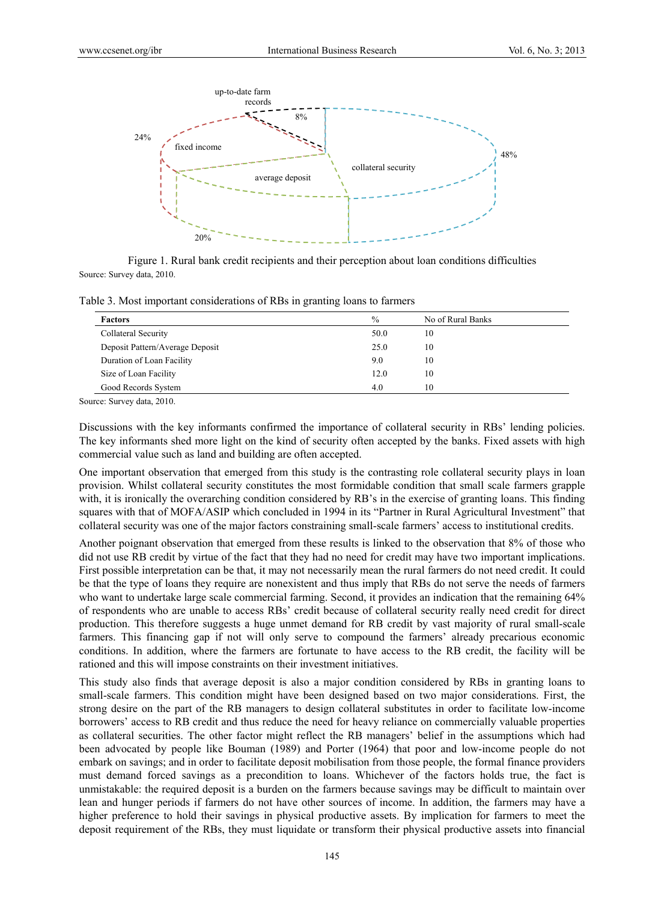up-to-date farm records

8%

24%

fixed income

48%

collateral security

average deposit

20%

Figure 1. Rural bank credit recipients and their perception about loan conditions difficulties

Source: Survey data, 2010.

Table 3. Most important considerations of RBs in granting loans to farmers

| Factors | % | No of Rural Banks |
| --- | --- | --- |
| Collateral Security | 50.0 | 10 |
| Deposit Pattern/Average Deposit | 25.0 | 10 |
| Duration of Loan Facility | 9.0 | 10 |
| Size of Loan Facility | 12.0 | 10 |
| Good Records System | 4.0 | 10 |

Source: Survey data, 2010.

Discussions with the key informants confirmed the importance of collateral security in RBs' lending policies. The key informants shed more light on the kind of security often accepted by the banks. Fixed assets with high commercial value such as land and building are often accepted.

One important observation that emerged from this study is the contrasting role collateral security plays in loan provision. Whilst collateral security constitutes the most formidable condition that small scale farmers grapple with, it is ironically the overarching condition considered by RB's in the exercise of granting loans. This finding squares with that of MOFA/ASIP which concluded in 1994 in its "Partner in Rural Agricultural Investment" that collateral security was one of the major factors constraining small-scale farmers' access to institutional credits.

Another poignant observation that emerged from these results is linked to the observation that 8% of those who did not use RB credit by virtue of the fact that they had no need for credit may have two important implications. First possible interpretation can be that, it may not necessarily mean the rural farmers do not need credit. It could be that the type of loans they require are nonexistent and thus imply that RBs do not serve the needs of farmers who want to undertake large scale commercial farming. Second, it provides an indication that the remaining 64% of respondents who are unable to access RBs' credit because of collateral security really need credit for direct production. This therefore suggests a huge unmet demand for RB credit by vast majority of rural small-scale farmers. This financing gap if not will only serve to compound the farmers' already precarious economic conditions. In addition, where the farmers are fortunate to have access to the RB credit, the facility will be rationed and this will impose constraints on their investment initiatives.

This study also finds that average deposit is also a major condition considered by RBs in granting loans to small-scale farmers. This condition might have been designed based on two major considerations. First, the strong desire on the part of the RB managers to design collateral substitutes in order to facilitate low-income borrowers' access to RB credit and thus reduce the need for heavy reliance on commercially valuable properties as collateral securities. The other factor might reflect the RB managers' belief in the assumptions which had been advocated by people like Bouman (1989) and Porter (1964) that poor and low-income people do not embark on savings; and in order to facilitate deposit mobilisation from those people, the formal finance providers must demand forced savings as a precondition to loans. Whichever of the factors holds true, the fact is unmistakable: the required deposit is a burden on the farmers because savings may be difficult to maintain over lean and hunger periods if farmers do not have other sources of income. In addition, the farmers may have a higher preference to hold their savings in physical productive assets. By implication for farmers to meet the deposit requirement of the RBs, they must liquidate or transform their physical productive assets into financial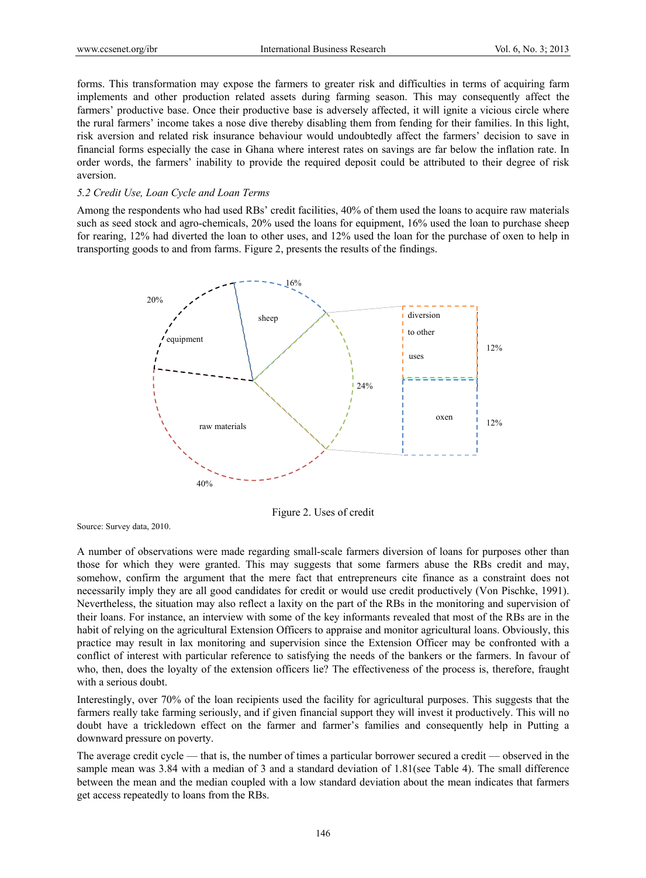forms. This transformation may expose the farmers to greater risk and difficulties in terms of acquiring farm implements and other production related assets during farming season. This may consequently affect the farmers' productive base. Once their productive base is adversely affected, it will ignite a vicious circle where the rural farmers' income takes a nose dive thereby disabling them from fending for their families. In this light, risk aversion and related risk insurance behaviour would undoubtedly affect the farmers' decision to save in financial forms especially the case in Ghana where interest rates on savings are far below the inflation rate. In order words, the farmers' inability to provide the required deposit could be attributed to their degree of risk aversion.

*5.2 Credit Use, Loan Cycle and Loan Terms*

Among the respondents who had used RBs' credit facilities, 40% of them used the loans to acquire raw materials such as seed stock and agro-chemicals, 20% used the loans for equipment, 16% used the loan to purchase sheep for rearing, 12% had diverted the loan to other uses, and 12% used the loan for the purchase of oxen to help in transporting goods to and from farms. Figure 2, presents the results of the findings.

Figure 2. Uses of credit

Source: Survey data, 2010.

A number of observations were made regarding small-scale farmers diversion of loans for purposes other than those for which they were granted. This may suggests that some farmers abuse the RBs credit and may, somehow, confirm the argument that the mere fact that entrepreneurs cite finance as a constraint does not necessarily imply they are all good candidates for credit or would use credit productively (Von Pischke, 1991). Nevertheless, the situation may also reflect a laxity on the part of the RBs in the monitoring and supervision of their loans. For instance, an interview with some of the key informants revealed that most of the RBs are in the habit of relying on the agricultural Extension Officers to appraise and monitor agricultural loans. Obviously, this practice may result in lax monitoring and supervision since the Extension Officer may be confronted with a conflict of interest with particular reference to satisfying the needs of the bankers or the farmers. In favour of who, then, does the loyalty of the extension officers lie? The effectiveness of the process is, therefore, fraught with a serious doubt.

Interestingly, over 70% of the loan recipients used the facility for agricultural purposes. This suggests that the farmers really take farming seriously, and if given financial support they will invest it productively. This will no doubt have a trickledown effect on the farmer and farmer's families and consequently help in Putting a downward pressure on poverty.

The average credit cycle — that is, the number of times a particular borrower secured a credit — observed in the sample mean was 3.84 with a median of 3 and a standard deviation of 1.81(see Table 4). The small difference between the mean and the median coupled with a low standard deviation about the mean indicates that farmers get access repeatedly to loans from the RBs.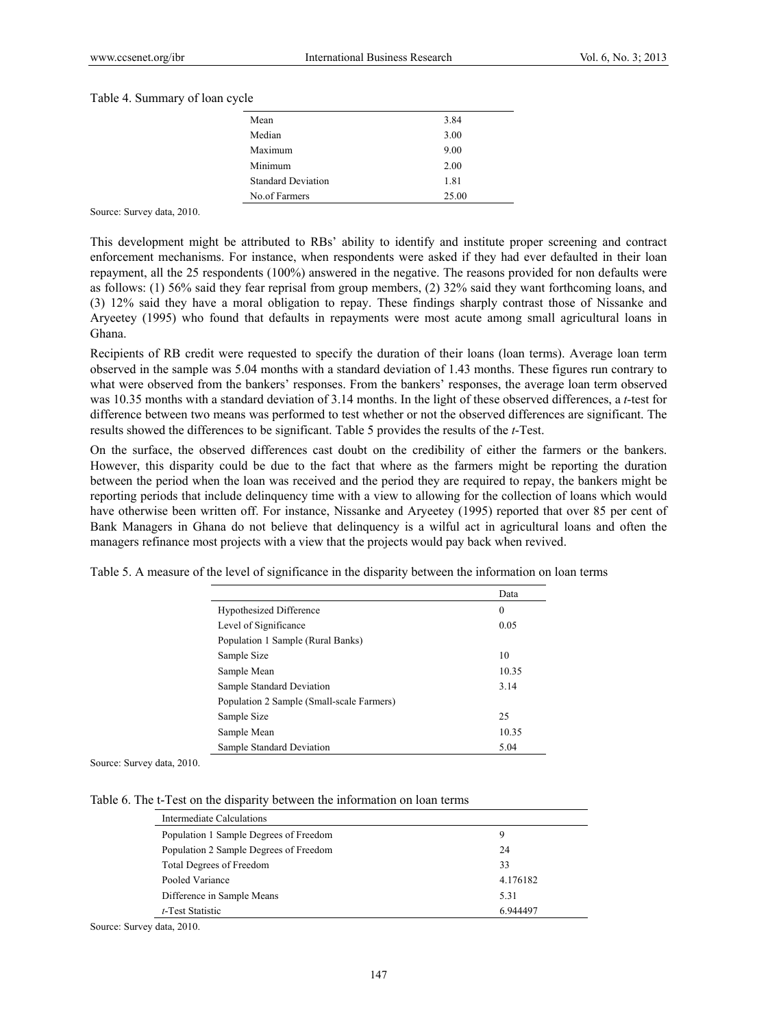Table 4. Summary of loan cycle

| | |
|---|---|
| Mean | 3.84 |
| Median | 3.00 |
| Maximum | 9.00 |
| Minimum | 2.00 |
| Standard Deviation | 1.81 |
| No.of Farmers | 25.00 |

Source: Survey data, 2010.

This development might be attributed to RBs' ability to identify and institute proper screening and contract enforcement mechanisms. For instance, when respondents were asked if they had ever defaulted in their loan repayment, all the 25 respondents (100%) answered in the negative. The reasons provided for non defaults were as follows: (1) 56% said they fear reprisal from group members, (2) 32% said they want forthcoming loans, and (3) 12% said they have a moral obligation to repay. These findings sharply contrast those of Nissanke and Aryeetey (1995) who found that defaults in repayments were most acute among small agricultural loans in Ghana.

Recipients of RB credit were requested to specify the duration of their loans (loan terms). Average loan term observed in the sample was 5.04 months with a standard deviation of 1.43 months. These figures run contrary to what were observed from the bankers' responses. From the bankers' responses, the average loan term observed was 10.35 months with a standard deviation of 3.14 months. In the light of these observed differences, a *t*-test for difference between two means was performed to test whether or not the observed differences are significant. The results showed the differences to be significant. Table 5 provides the results of the *t*-Test.

On the surface, the observed differences cast doubt on the credibility of either the farmers or the bankers. However, this disparity could be due to the fact that where as the farmers might be reporting the duration between the period when the loan was received and the period they are required to repay, the bankers might be reporting periods that include delinquency time with a view to allowing for the collection of loans which would have otherwise been written off. For instance, Nissanke and Aryeetey (1995) reported that over 85 per cent of Bank Managers in Ghana do not believe that delinquency is a wilful act in agricultural loans and often the managers refinance most projects with a view that the projects would pay back when revived.

Table 5. A measure of the level of significance in the disparity between the information on loan terms

| | Data |
|---|---|
| Hypothesized Difference | 0 |
| Level of Significance | 0.05 |
| Population 1 Sample (Rural Banks) | |
| Sample Size | 10 |
| Sample Mean | 10.35 |
| Sample Standard Deviation | 3.14 |
| Population 2 Sample (Small-scale Farmers) | |
| Sample Size | 25 |
| Sample Mean | 10.35 |
| Sample Standard Deviation | 5.04 |

Source: Survey data, 2010.

Table 6. The t-Test on the disparity between the information on loan terms

| Intermediate Calculations | |
|---|---|
| Population 1 Sample Degrees of Freedom | 9 |
| Population 2 Sample Degrees of Freedom | 24 |
| Total Degrees of Freedom | 33 |
| Pooled Variance | 4.176182 |
| Difference in Sample Means | 5.31 |
| *t*-Test Statistic | 6.944497 |

Source: Survey data, 2010.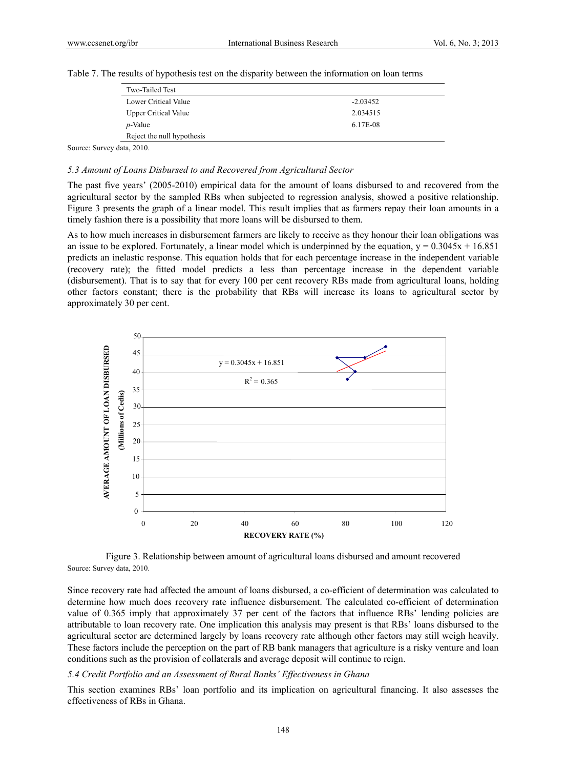Table 7. The results of hypothesis test on the disparity between the information on loan terms

| Two-Tailed Test | |
|---|---|
| Lower Critical Value | -2.03452 |
| Upper Critical Value | 2.034515 |
| *p*-Value | 6.17E-08 |
| Reject the null hypothesis | |

Source: Survey data, 2010.

### *5.3 Amount of Loans Disbursed to and Recovered from Agricultural Sector*

The past five years' (2005-2010) empirical data for the amount of loans disbursed to and recovered from the agricultural sector by the sampled RBs when subjected to regression analysis, showed a positive relationship. Figure 3 presents the graph of a linear model. This result implies that as farmers repay their loan amounts in a timely fashion there is a possibility that more loans will be disbursed to them.

As to how much increases in disbursement farmers are likely to receive as they honour their loan obligations was an issue to be explored. Fortunately, a linear model which is underpinned by the equation, $y = 0.3045x + 16.851$ predicts an inelastic response. This equation holds that for each percentage increase in the independent variable (recovery rate); the fitted model predicts a less than percentage increase in the dependent variable (disbursement). That is to say that for every 100 per cent recovery RBs made from agricultural loans, holding other factors constant; there is the probability that RBs will increase its loans to agricultural sector by approximately 30 per cent.

Figure 3. Relationship between amount of agricultural loans disbursed and amount recovered

Source: Survey data, 2010.

Since recovery rate had affected the amount of loans disbursed, a co-efficient of determination was calculated to determine how much does recovery rate influence disbursement. The calculated co-efficient of determination value of 0.365 imply that approximately 37 per cent of the factors that influence RBs' lending policies are attributable to loan recovery rate. One implication this analysis may present is that RBs' loans disbursed to the agricultural sector are determined largely by loans recovery rate although other factors may still weigh heavily. These factors include the perception on the part of RB bank managers that agriculture is a risky venture and loan conditions such as the provision of collaterals and average deposit will continue to reign.

### *5.4 Credit Portfolio and an Assessment of Rural Banks' Effectiveness in Ghana*

This section examines RBs' loan portfolio and its implication on agricultural financing. It also assesses the effectiveness of RBs in Ghana.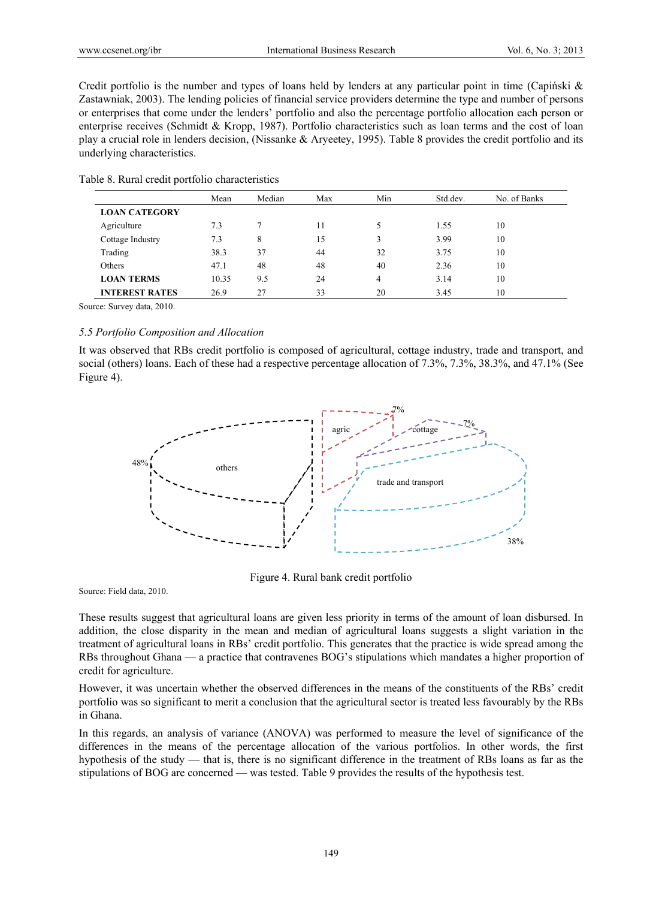Credit portfolio is the number and types of loans held by lenders at any particular point in time (Capiński & Zastawniak, 2003). The lending policies of financial service providers determine the type and number of persons or enterprises that come under the lenders' portfolio and also the percentage portfolio allocation each person or enterprise receives (Schmidt & Kropp, 1987). Portfolio characteristics such as loan terms and the cost of loan play a crucial role in lenders decision, (Nissanke & Aryeetey, 1995). Table 8 provides the credit portfolio and its underlying characteristics.

Table 8. Rural credit portfolio characteristics

| | Mean | Median | Max | Min | Std.dev. | No. of Banks |
|---|---|---|---|---|---|---|
| **LOAN CATEGORY** | | | | | | |
| Agriculture | 7.3 | 7 | 11 | 5 | 1.55 | 10 |
| Cottage Industry | 7.3 | 8 | 15 | 3 | 3.99 | 10 |
| Trading | 38.3 | 37 | 44 | 32 | 3.75 | 10 |
| Others | 47.1 | 48 | 48 | 40 | 2.36 | 10 |
| **LOAN TERMS** | 10.35 | 9.5 | 24 | 4 | 3.14 | 10 |
| **INTEREST RATES** | 26.9 | 27 | 33 | 20 | 3.45 | 10 |

Source: Survey data, 2010.

### *5.5 Portfolio Composition and Allocation*

It was observed that RBs credit portfolio is composed of agricultural, cottage industry, trade and transport, and social (others) loans. Each of these had a respective percentage allocation of 7.3%, 7.3%, 38.3%, and 47.1% (See Figure 4).

Figure 4. Rural bank credit portfolio

Source: Field data, 2010.

These results suggest that agricultural loans are given less priority in terms of the amount of loan disbursed. In addition, the close disparity in the mean and median of agricultural loans suggests a slight variation in the treatment of agricultural loans in RBs' credit portfolio. This generates that the practice is wide spread among the RBs throughout Ghana — a practice that contravenes BOG's stipulations which mandates a higher proportion of credit for agriculture.

However, it was uncertain whether the observed differences in the means of the constituents of the RBs' credit portfolio was so significant to merit a conclusion that the agricultural sector is treated less favourably by the RBs in Ghana.

In this regards, an analysis of variance (ANOVA) was performed to measure the level of significance of the differences in the means of the percentage allocation of the various portfolios. In other words, the first hypothesis of the study — that is, there is no significant difference in the treatment of RBs loans as far as the stipulations of BOG are concerned — was tested. Table 9 provides the results of the hypothesis test.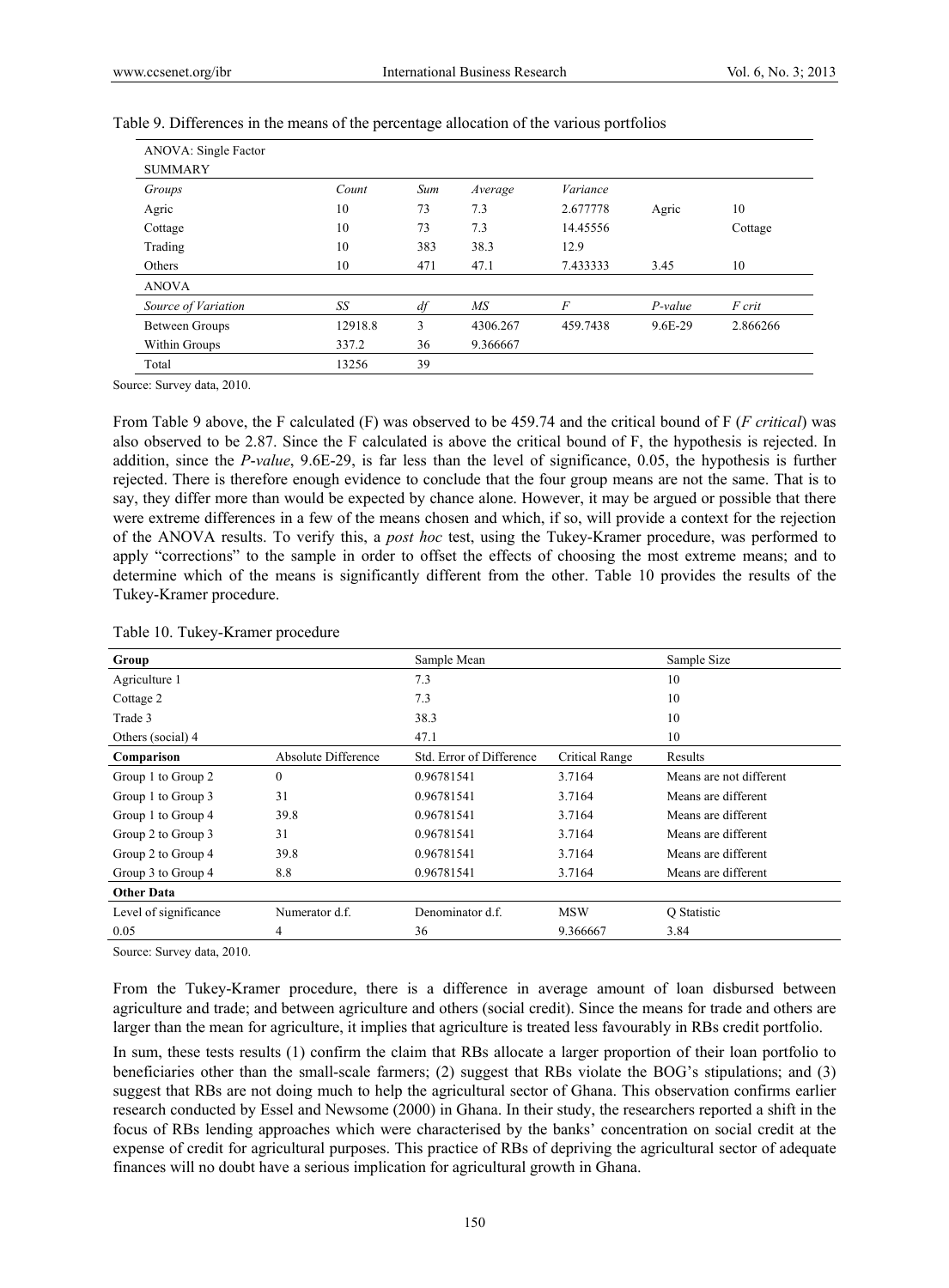Table 9. Differences in the means of the percentage allocation of the various portfolios

| ANOVA: Single Factor | | | | | | |
|---|---|---|---|---|---|---|
| SUMMARY | | | | | | |
| *Groups* | *Count* | *Sum* | *Average* | *Variance* | | |
| Agric | 10 | 73 | 7.3 | 2.677778 | Agric | 10 |
| Cottage | 10 | 73 | 7.3 | 14.45556 | | Cottage |
| Trading | 10 | 383 | 38.3 | 12.9 | | |
| Others | 10 | 471 | 47.1 | 7.433333 | 3.45 | 10 |
| ANOVA | | | | | | |
| *Source of Variation* | *SS* | *df* | *MS* | *F* | *P-value* | *F crit* |
| Between Groups | 12918.8 | 3 | 4306.267 | 459.7438 | 9.6E-29 | 2.866266 |
| Within Groups | 337.2 | 36 | 9.366667 | | | |
| Total | 13256 | 39 | | | | |

Source: Survey data, 2010.

From Table 9 above, the F calculated (F) was observed to be 459.74 and the critical bound of F (*F critical*) was also observed to be 2.87. Since the F calculated is above the critical bound of F, the hypothesis is rejected. In addition, since the *P-value*, 9.6E-29, is far less than the level of significance, 0.05, the hypothesis is further rejected. There is therefore enough evidence to conclude that the four group means are not the same. That is to say, they differ more than would be expected by chance alone. However, it may be argued or possible that there were extreme differences in a few of the means chosen and which, if so, will provide a context for the rejection of the ANOVA results. To verify this, a *post hoc* test, using the Tukey-Kramer procedure, was performed to apply "corrections" to the sample in order to offset the effects of choosing the most extreme means; and to determine which of the means is significantly different from the other. Table 10 provides the results of the Tukey-Kramer procedure.

Table 10. Tukey-Kramer procedure

| **Group** | | Sample Mean | | Sample Size |
|---|---|---|---|---|
| Agriculture 1 | | 7.3 | | 10 |
| Cottage 2 | | 7.3 | | 10 |
| Trade 3 | | 38.3 | | 10 |
| Others (social) 4 | | 47.1 | | 10 |
| **Comparison** | Absolute Difference | Std. Error of Difference | Critical Range | Results |
| Group 1 to Group 2 | 0 | 0.96781541 | 3.7164 | Means are not different |
| Group 1 to Group 3 | 31 | 0.96781541 | 3.7164 | Means are different |
| Group 1 to Group 4 | 39.8 | 0.96781541 | 3.7164 | Means are different |
| Group 2 to Group 3 | 31 | 0.96781541 | 3.7164 | Means are different |
| Group 2 to Group 4 | 39.8 | 0.96781541 | 3.7164 | Means are different |
| Group 3 to Group 4 | 8.8 | 0.96781541 | 3.7164 | Means are different |
| **Other Data** | | | | |
| Level of significance | Numerator d.f. | Denominator d.f. | MSW | Q Statistic |
| 0.05 | 4 | 36 | 9.366667 | 3.84 |

Source: Survey data, 2010.

From the Tukey-Kramer procedure, there is a difference in average amount of loan disbursed between agriculture and trade; and between agriculture and others (social credit). Since the means for trade and others are larger than the mean for agriculture, it implies that agriculture is treated less favourably in RBs credit portfolio.

In sum, these tests results (1) confirm the claim that RBs allocate a larger proportion of their loan portfolio to beneficiaries other than the small-scale farmers; (2) suggest that RBs violate the BOG's stipulations; and (3) suggest that RBs are not doing much to help the agricultural sector of Ghana. This observation confirms earlier research conducted by Essel and Newsome (2000) in Ghana. In their study, the researchers reported a shift in the focus of RBs lending approaches which were characterised by the banks' concentration on social credit at the expense of credit for agricultural purposes. This practice of RBs of depriving the agricultural sector of adequate finances will no doubt have a serious implication for agricultural growth in Ghana.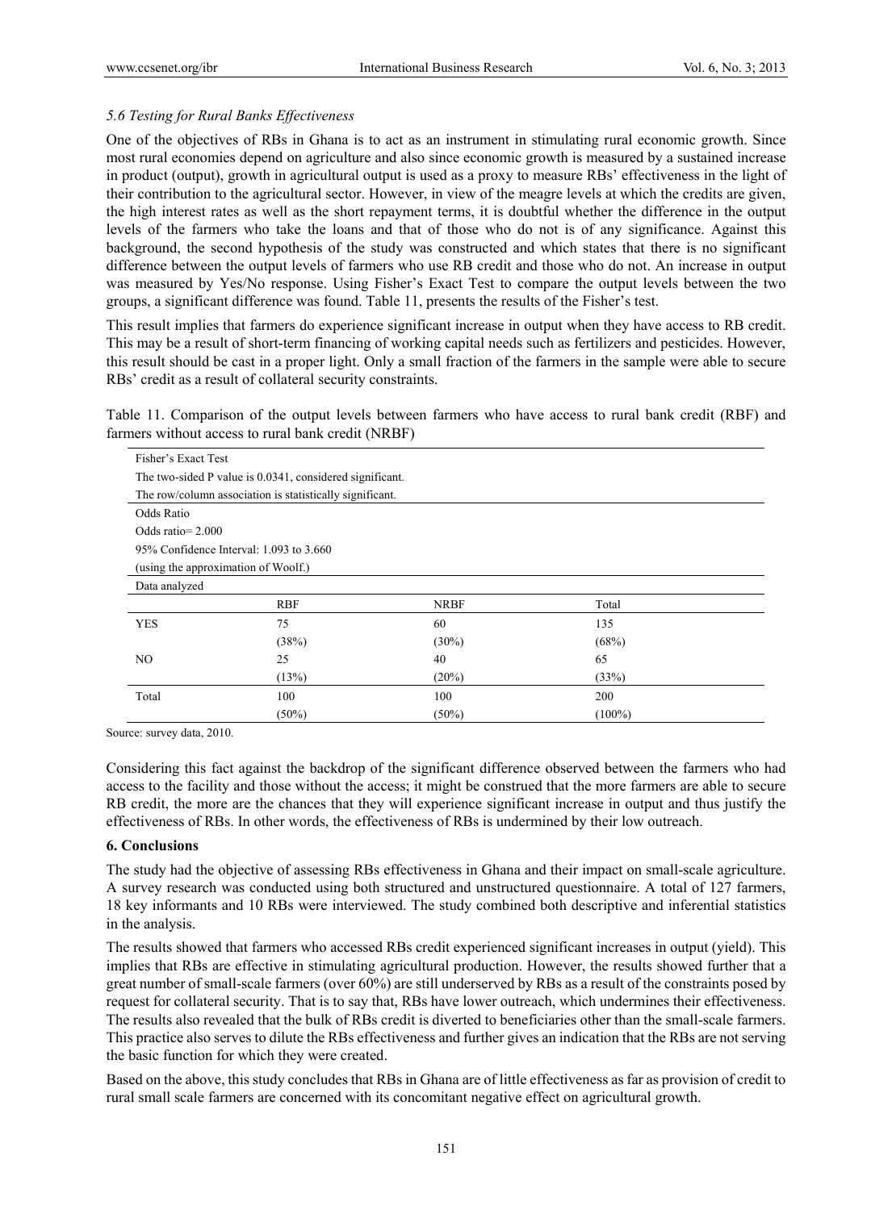### *5.6 Testing for Rural Banks Effectiveness*

One of the objectives of RBs in Ghana is to act as an instrument in stimulating rural economic growth. Since most rural economies depend on agriculture and also since economic growth is measured by a sustained increase in product (output), growth in agricultural output is used as a proxy to measure RBs' effectiveness in the light of their contribution to the agricultural sector. However, in view of the meagre levels at which the credits are given, the high interest rates as well as the short repayment terms, it is doubtful whether the difference in the output levels of the farmers who take the loans and that of those who do not is of any significance. Against this background, the second hypothesis of the study was constructed and which states that there is no significant difference between the output levels of farmers who use RB credit and those who do not. An increase in output was measured by Yes/No response. Using Fisher's Exact Test to compare the output levels between the two groups, a significant difference was found. Table 11, presents the results of the Fisher's test.

This result implies that farmers do experience significant increase in output when they have access to RB credit. This may be a result of short-term financing of working capital needs such as fertilizers and pesticides. However, this result should be cast in a proper light. Only a small fraction of the farmers in the sample were able to secure RBs' credit as a result of collateral security constraints.

Table 11. Comparison of the output levels between farmers who have access to rural bank credit (RBF) and farmers without access to rural bank credit (NRBF)

Fisher's Exact Test

The two-sided P value is 0.0341, considered significant.

The row/column association is statistically significant.

Odds Ratio

Odds ratio= 2.000

95% Confidence Interval: 1.093 to 3.660

(using the approximation of Woolf.)

Data analyzed

| | RBF | NRBF | Total |
|---|---|---|---|
| YES | 75 | 60 | 135 |
| | (38%) | (30%) | (68%) |
| NO | 25 | 40 | 65 |
| | (13%) | (20%) | (33%) |
| Total | 100 | 100 | 200 |
| | (50%) | (50%) | (100%) |

Source: survey data, 2010.

Considering this fact against the backdrop of the significant difference observed between the farmers who had access to the facility and those without the access; it might be construed that the more farmers are able to secure RB credit, the more are the chances that they will experience significant increase in output and thus justify the effectiveness of RBs. In other words, the effectiveness of RBs is undermined by their low outreach.

## 6. Conclusions

The study had the objective of assessing RBs effectiveness in Ghana and their impact on small-scale agriculture. A survey research was conducted using both structured and unstructured questionnaire. A total of 127 farmers, 18 key informants and 10 RBs were interviewed. The study combined both descriptive and inferential statistics in the analysis.

The results showed that farmers who accessed RBs credit experienced significant increases in output (yield). This implies that RBs are effective in stimulating agricultural production. However, the results showed further that a great number of small-scale farmers (over 60%) are still underserved by RBs as a result of the constraints posed by request for collateral security. That is to say that, RBs have lower outreach, which undermines their effectiveness. The results also revealed that the bulk of RBs credit is diverted to beneficiaries other than the small-scale farmers. This practice also serves to dilute the RBs effectiveness and further gives an indication that the RBs are not serving the basic function for which they were created.

Based on the above, this study concludes that RBs in Ghana are of little effectiveness as far as provision of credit to rural small scale farmers are concerned with its concomitant negative effect on agricultural growth.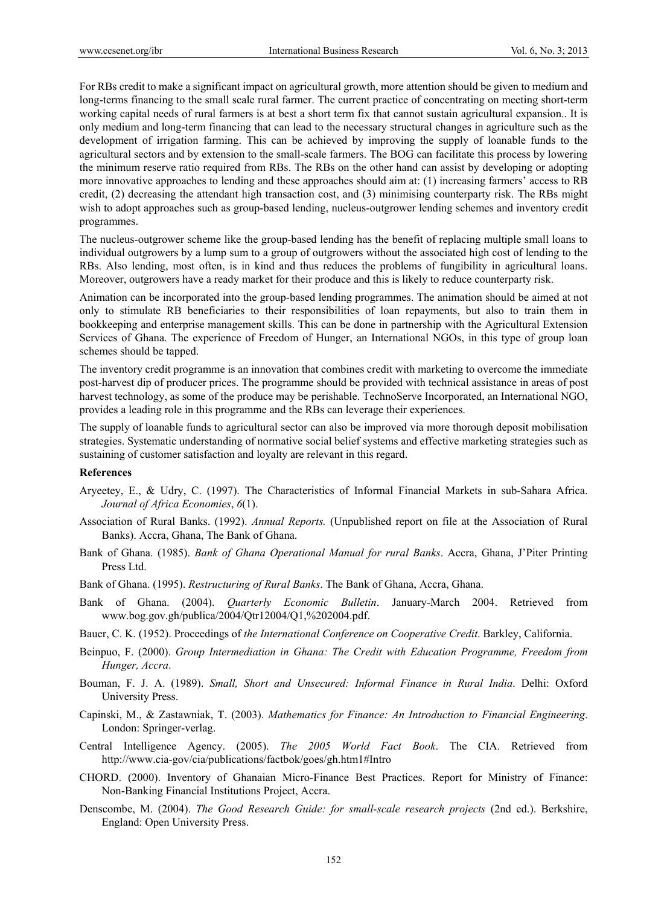For RBs credit to make a significant impact on agricultural growth, more attention should be given to medium and long-terms financing to the small scale rural farmer. The current practice of concentrating on meeting short-term working capital needs of rural farmers is at best a short term fix that cannot sustain agricultural expansion.. It is only medium and long-term financing that can lead to the necessary structural changes in agriculture such as the development of irrigation farming. This can be achieved by improving the supply of loanable funds to the agricultural sectors and by extension to the small-scale farmers. The BOG can facilitate this process by lowering the minimum reserve ratio required from RBs. The RBs on the other hand can assist by developing or adopting more innovative approaches to lending and these approaches should aim at: (1) increasing farmers' access to RB credit, (2) decreasing the attendant high transaction cost, and (3) minimising counterparty risk. The RBs might wish to adopt approaches such as group-based lending, nucleus-outgrower lending schemes and inventory credit programmes.

The nucleus-outgrower scheme like the group-based lending has the benefit of replacing multiple small loans to individual outgrowers by a lump sum to a group of outgrowers without the associated high cost of lending to the RBs. Also lending, most often, is in kind and thus reduces the problems of fungibility in agricultural loans. Moreover, outgrowers have a ready market for their produce and this is likely to reduce counterparty risk.

Animation can be incorporated into the group-based lending programmes. The animation should be aimed at not only to stimulate RB beneficiaries to their responsibilities of loan repayments, but also to train them in bookkeeping and enterprise management skills. This can be done in partnership with the Agricultural Extension Services of Ghana. The experience of Freedom of Hunger, an International NGOs, in this type of group loan schemes should be tapped.

The inventory credit programme is an innovation that combines credit with marketing to overcome the immediate post-harvest dip of producer prices. The programme should be provided with technical assistance in areas of post harvest technology, as some of the produce may be perishable. TechnoServe Incorporated, an International NGO, provides a leading role in this programme and the RBs can leverage their experiences.

The supply of loanable funds to agricultural sector can also be improved via more thorough deposit mobilisation strategies. Systematic understanding of normative social belief systems and effective marketing strategies such as sustaining of customer satisfaction and loyalty are relevant in this regard.

## References

Aryeetey, E., & Udry, C. (1997). The Characteristics of Informal Financial Markets in sub-Sahara Africa. *Journal of Africa Economies*, *6*(1).

Association of Rural Banks. (1992). *Annual Reports.* (Unpublished report on file at the Association of Rural Banks). Accra, Ghana, The Bank of Ghana.

Bank of Ghana. (1985). *Bank of Ghana Operational Manual for rural Banks*. Accra, Ghana, J'Piter Printing Press Ltd.

Bank of Ghana. (1995). *Restructuring of Rural Banks*. The Bank of Ghana, Accra, Ghana.

Bank of Ghana. (2004). *Quarterly Economic Bulletin*. January-March 2004. Retrieved from www.bog.gov.gh/publica/2004/Qtr12004/Q1,%202004.pdf.

Bauer, C. K. (1952). Proceedings of *the International Conference on Cooperative Credit*. Barkley, California.

Beinpuo, F. (2000). *Group Intermediation in Ghana: The Credit with Education Programme, Freedom from Hunger, Accra*.

Bouman, F. J. A. (1989). *Small, Short and Unsecured: Informal Finance in Rural India*. Delhi: Oxford University Press.

Capinski, M., & Zastawniak, T. (2003). *Mathematics for Finance: An Introduction to Financial Engineering*. London: Springer-verlag.

Central Intelligence Agency. (2005). *The 2005 World Fact Book*. The CIA. Retrieved from http://www.cia-gov/cia/publications/factbok/goes/gh.htm1#Intro

CHORD. (2000). Inventory of Ghanaian Micro-Finance Best Practices. Report for Ministry of Finance: Non-Banking Financial Institutions Project, Accra.

Denscombe, M. (2004). *The Good Research Guide: for small-scale research projects* (2nd ed.). Berkshire, England: Open University Press.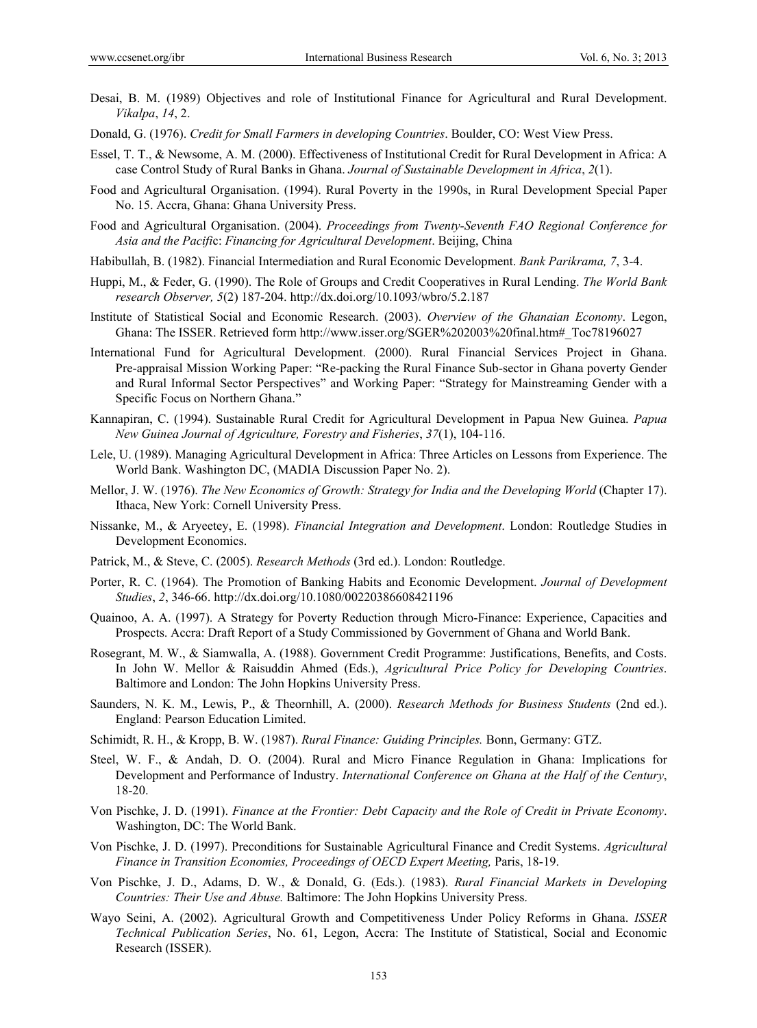Desai, B. M. (1989) Objectives and role of Institutional Finance for Agricultural and Rural Development. *Vikalpa*, *14*, 2.

Donald, G. (1976). *Credit for Small Farmers in developing Countries*. Boulder, CO: West View Press.

Essel, T. T., & Newsome, A. M. (2000). Effectiveness of Institutional Credit for Rural Development in Africa: A case Control Study of Rural Banks in Ghana. *Journal of Sustainable Development in Africa*, *2*(1).

Food and Agricultural Organisation. (1994). Rural Poverty in the 1990s, in Rural Development Special Paper No. 15. Accra, Ghana: Ghana University Press.

Food and Agricultural Organisation. (2004). *Proceedings from Twenty-Seventh FAO Regional Conference for Asia and the Pacific*: *Financing for Agricultural Development*. Beijing, China

Habibullah, B. (1982). Financial Intermediation and Rural Economic Development. *Bank Parikrama, 7*, 3-4.

Huppi, M., & Feder, G. (1990). The Role of Groups and Credit Cooperatives in Rural Lending. *The World Bank research Observer, 5*(2) 187-204. http://dx.doi.org/10.1093/wbro/5.2.187

Institute of Statistical Social and Economic Research. (2003). *Overview of the Ghanaian Economy*. Legon, Ghana: The ISSER. Retrieved form http://www.isser.org/SGER%202003%20final.htm#_Toc78196027

International Fund for Agricultural Development. (2000). Rural Financial Services Project in Ghana. Pre-appraisal Mission Working Paper: "Re-packing the Rural Finance Sub-sector in Ghana poverty Gender and Rural Informal Sector Perspectives" and Working Paper: "Strategy for Mainstreaming Gender with a Specific Focus on Northern Ghana."

Kannapiran, C. (1994). Sustainable Rural Credit for Agricultural Development in Papua New Guinea. *Papua New Guinea Journal of Agriculture, Forestry and Fisheries*, *37*(1), 104-116.

Lele, U. (1989). Managing Agricultural Development in Africa: Three Articles on Lessons from Experience. The World Bank. Washington DC, (MADIA Discussion Paper No. 2).

Mellor, J. W. (1976). *The New Economics of Growth: Strategy for India and the Developing World* (Chapter 17). Ithaca, New York: Cornell University Press.

Nissanke, M., & Aryeetey, E. (1998). *Financial Integration and Development*. London: Routledge Studies in Development Economics.

Patrick, M., & Steve, C. (2005). *Research Methods* (3rd ed.). London: Routledge.

Porter, R. C. (1964). The Promotion of Banking Habits and Economic Development. *Journal of Development Studies*, *2*, 346-66. http://dx.doi.org/10.1080/00220386608421196

Quainoo, A. A. (1997). A Strategy for Poverty Reduction through Micro-Finance: Experience, Capacities and Prospects. Accra: Draft Report of a Study Commissioned by Government of Ghana and World Bank.

Rosegrant, M. W., & Siamwalla, A. (1988). Government Credit Programme: Justifications, Benefits, and Costs. In John W. Mellor & Raisuddin Ahmed (Eds.), *Agricultural Price Policy for Developing Countries*. Baltimore and London: The John Hopkins University Press.

Saunders, N. K. M., Lewis, P., & Theornhill, A. (2000). *Research Methods for Business Students* (2nd ed.). England: Pearson Education Limited.

Schimidt, R. H., & Kropp, B. W. (1987). *Rural Finance: Guiding Principles.* Bonn, Germany: GTZ.

Steel, W. F., & Andah, D. O. (2004). Rural and Micro Finance Regulation in Ghana: Implications for Development and Performance of Industry. *International Conference on Ghana at the Half of the Century*, 18-20.

Von Pischke, J. D. (1991). *Finance at the Frontier: Debt Capacity and the Role of Credit in Private Economy*. Washington, DC: The World Bank.

Von Pischke, J. D. (1997). Preconditions for Sustainable Agricultural Finance and Credit Systems. *Agricultural Finance in Transition Economies, Proceedings of OECD Expert Meeting,* Paris, 18-19.

Von Pischke, J. D., Adams, D. W., & Donald, G. (Eds.). (1983). *Rural Financial Markets in Developing Countries: Their Use and Abuse.* Baltimore: The John Hopkins University Press.

Wayo Seini, A. (2002). Agricultural Growth and Competitiveness Under Policy Reforms in Ghana. *ISSER Technical Publication Series*, No. 61, Legon, Accra: The Institute of Statistical, Social and Economic Research (ISSER).